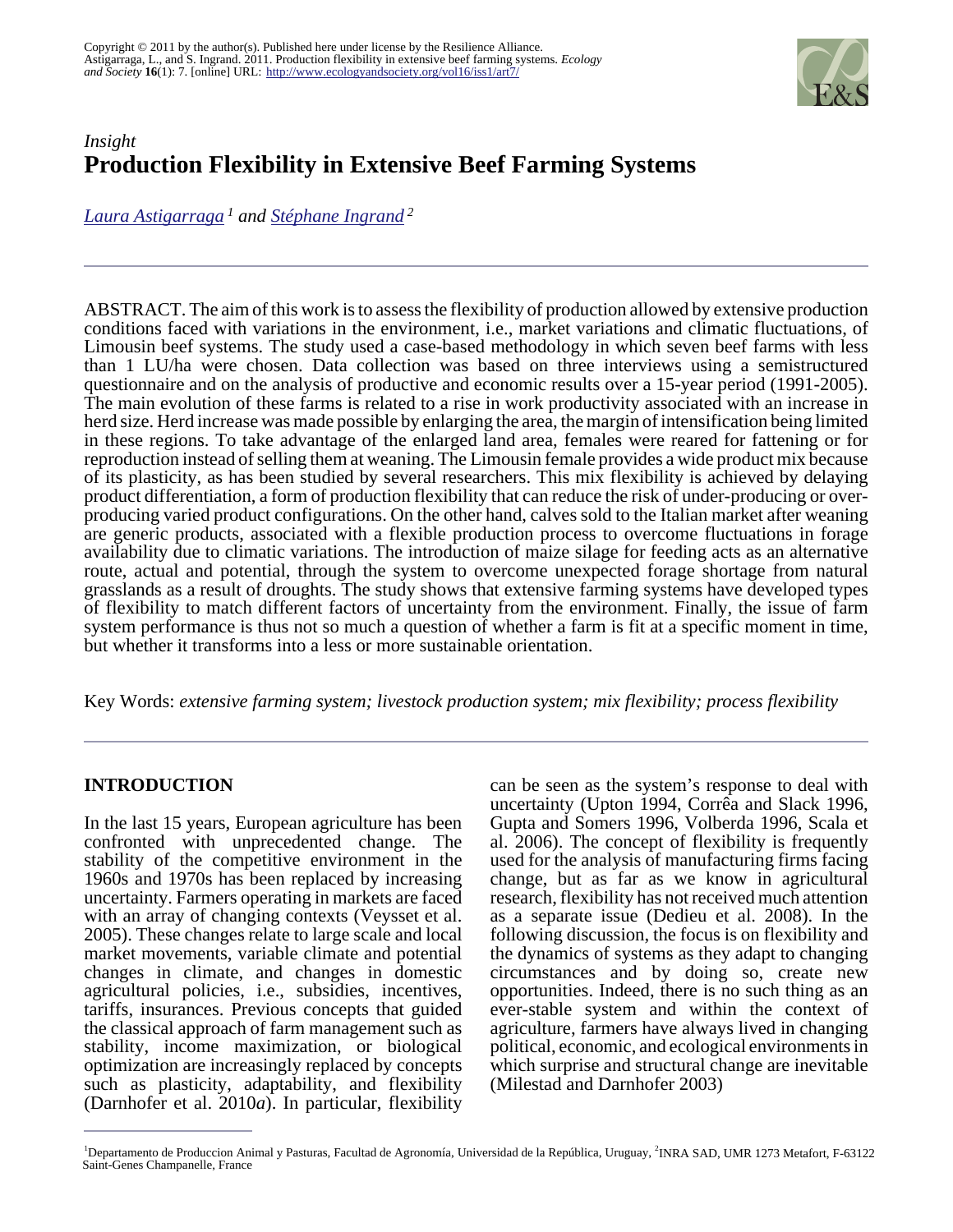*Insight*

# Production Flexibility in Extensive Beef Farming Systems

*Laura Astigarraga* [1] *and Stéphane Ingrand* [2]

ABSTRACT. The aim of this work is to assess the flexibility of production allowed by extensive production conditions faced with variations in the environment, i.e., market variations and climatic fluctuations, of Limousin beef systems. The study used a case-based methodology in which seven beef farms with less than 1 LU/ha were chosen. Data collection was based on three interviews using a semistructured questionnaire and on the analysis of productive and economic results over a 15-year period (1991-2005). The main evolution of these farms is related to a rise in work productivity associated with an increase in herd size. Herd increase was made possible by enlarging the area, the margin of intensification being limited in these regions. To take advantage of the enlarged land area, females were reared for fattening or for reproduction instead of selling them at weaning. The Limousin female provides a wide product mix because of its plasticity, as has been studied by several researchers. This mix flexibility is achieved by delaying product differentiation, a form of production flexibility that can reduce the risk of under-producing or over-producing varied product configurations. On the other hand, calves sold to the Italian market after weaning are generic products, associated with a flexible production process to overcome fluctuations in forage availability due to climatic variations. The introduction of maize silage for feeding acts as an alternative route, actual and potential, through the system to overcome unexpected forage shortage from natural grasslands as a result of droughts. The study shows that extensive farming systems have developed types of flexibility to match different factors of uncertainty from the environment. Finally, the issue of farm system performance is thus not so much a question of whether a farm is fit at a specific moment in time, but whether it transforms into a less or more sustainable orientation.

Key Words: *extensive farming system; livestock production system; mix flexibility; process flexibility*

## INTRODUCTION

In the last 15 years, European agriculture has been confronted with unprecedented change. The stability of the competitive environment in the 1960s and 1970s has been replaced by increasing uncertainty. Farmers operating in markets are faced with an array of changing contexts (Veysset et al. 2005). These changes relate to large scale and local market movements, variable climate and potential changes in climate, and changes in domestic agricultural policies, i.e., subsidies, incentives, tariffs, insurances. Previous concepts that guided the classical approach of farm management such as stability, income maximization, or biological optimization are increasingly replaced by concepts such as plasticity, adaptability, and flexibility (Darnhofer et al. 2010*a*). In particular, flexibility can be seen as the system's response to deal with uncertainty (Upton 1994, Corrêa and Slack 1996, Gupta and Somers 1996, Volberda 1996, Scala et al. 2006). The concept of flexibility is frequently used for the analysis of manufacturing firms facing change, but as far as we know in agricultural research, flexibility has not received much attention as a separate issue (Dedieu et al. 2008). In the following discussion, the focus is on flexibility and the dynamics of systems as they adapt to changing circumstances and by doing so, create new opportunities. Indeed, there is no such thing as an ever-stable system and within the context of agriculture, farmers have always lived in changing political, economic, and ecological environments in which surprise and structural change are inevitable (Milestad and Darnhofer 2003)

[1] Departamento de Produccion Animal y Pasturas, Facultad de Agronomía, Universidad de la República, Uruguay, [2] INRA SAD, UMR 1273 Metafort, F-63122 Saint-Genes Champanelle, France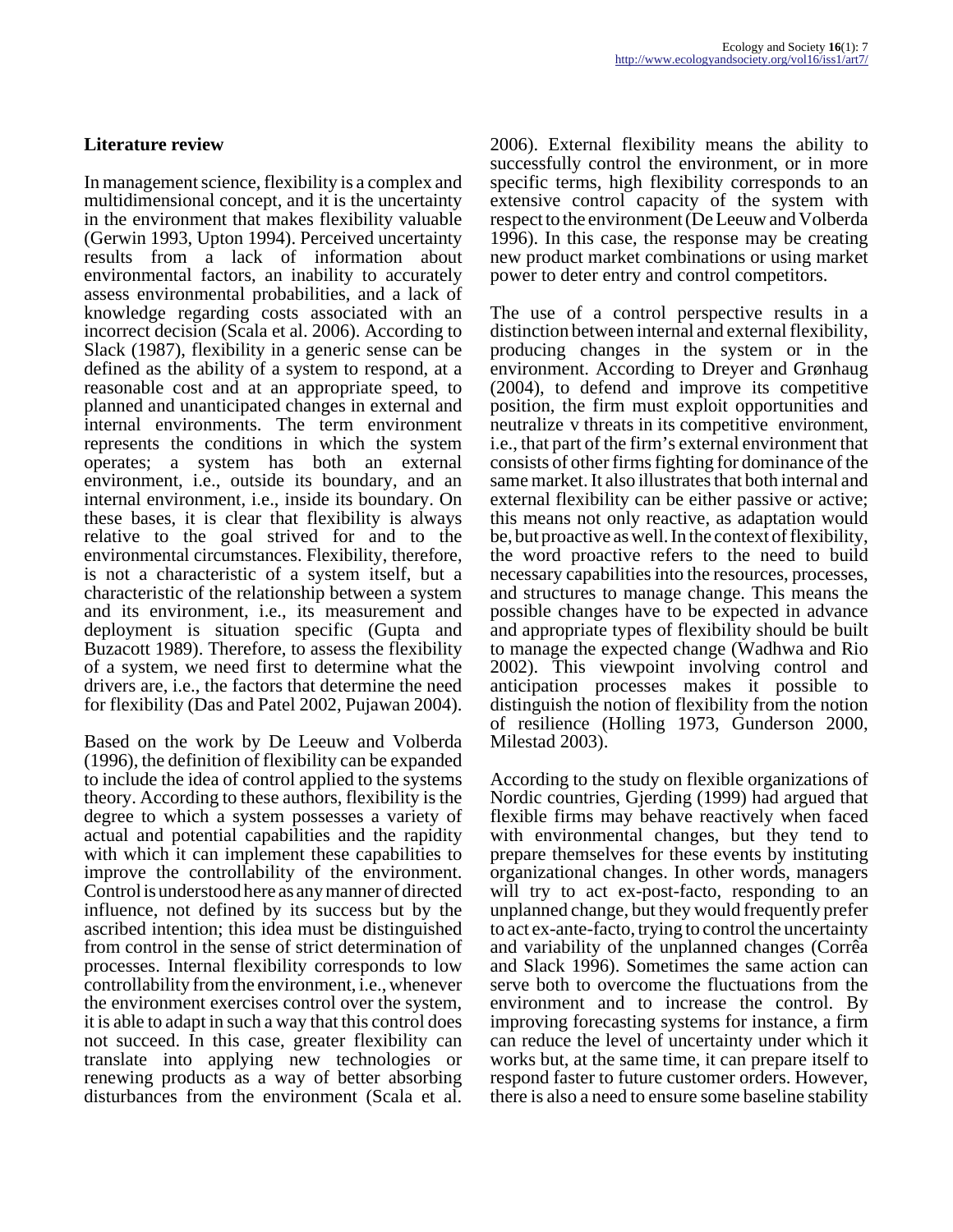## Literature review

In management science, flexibility is a complex and multidimensional concept, and it is the uncertainty in the environment that makes flexibility valuable (Gerwin 1993, Upton 1994). Perceived uncertainty results from a lack of information about environmental factors, an inability to accurately assess environmental probabilities, and a lack of knowledge regarding costs associated with an incorrect decision (Scala et al. 2006). According to Slack (1987), flexibility in a generic sense can be defined as the ability of a system to respond, at a reasonable cost and at an appropriate speed, to planned and unanticipated changes in external and internal environments. The term environment represents the conditions in which the system operates; a system has both an external environment, i.e., outside its boundary, and an internal environment, i.e., inside its boundary. On these bases, it is clear that flexibility is always relative to the goal strived for and to the environmental circumstances. Flexibility, therefore, is not a characteristic of a system itself, but a characteristic of the relationship between a system and its environment, i.e., its measurement and deployment is situation specific (Gupta and Buzacott 1989). Therefore, to assess the flexibility of a system, we need first to determine what the drivers are, i.e., the factors that determine the need for flexibility (Das and Patel 2002, Pujawan 2004).

Based on the work by De Leeuw and Volberda (1996), the definition of flexibility can be expanded to include the idea of control applied to the systems theory. According to these authors, flexibility is the degree to which a system possesses a variety of actual and potential capabilities and the rapidity with which it can implement these capabilities to improve the controllability of the environment. Control is understood here as any manner of directed influence, not defined by its success but by the ascribed intention; this idea must be distinguished from control in the sense of strict determination of processes. Internal flexibility corresponds to low controllability from the environment, i.e., whenever the environment exercises control over the system, it is able to adapt in such a way that this control does not succeed. In this case, greater flexibility can translate into applying new technologies or renewing products as a way of better absorbing disturbances from the environment (Scala et al. 2006). External flexibility means the ability to successfully control the environment, or in more specific terms, high flexibility corresponds to an extensive control capacity of the system with respect to the environment (De Leeuw and Volberda 1996). In this case, the response may be creating new product market combinations or using market power to deter entry and control competitors.

The use of a control perspective results in a distinction between internal and external flexibility, producing changes in the system or in the environment. According to Dreyer and Grønhaug (2004), to defend and improve its competitive position, the firm must exploit opportunities and neutralize v threats in its competitive environment, i.e., that part of the firm's external environment that consists of other firms fighting for dominance of the same market. It also illustrates that both internal and external flexibility can be either passive or active; this means not only reactive, as adaptation would be, but proactive as well. In the context of flexibility, the word proactive refers to the need to build necessary capabilities into the resources, processes, and structures to manage change. This means the possible changes have to be expected in advance and appropriate types of flexibility should be built to manage the expected change (Wadhwa and Rio 2002). This viewpoint involving control and anticipation processes makes it possible to distinguish the notion of flexibility from the notion of resilience (Holling 1973, Gunderson 2000, Milestad 2003).

According to the study on flexible organizations of Nordic countries, Gjerding (1999) had argued that flexible firms may behave reactively when faced with environmental changes, but they tend to prepare themselves for these events by instituting organizational changes. In other words, managers will try to act ex-post-facto, responding to an unplanned change, but they would frequently prefer to act ex-ante-facto, trying to control the uncertainty and variability of the unplanned changes (Corrêa and Slack 1996). Sometimes the same action can serve both to overcome the fluctuations from the environment and to increase the control. By improving forecasting systems for instance, a firm can reduce the level of uncertainty under which it works but, at the same time, it can prepare itself to respond faster to future customer orders. However, there is also a need to ensure some baseline stability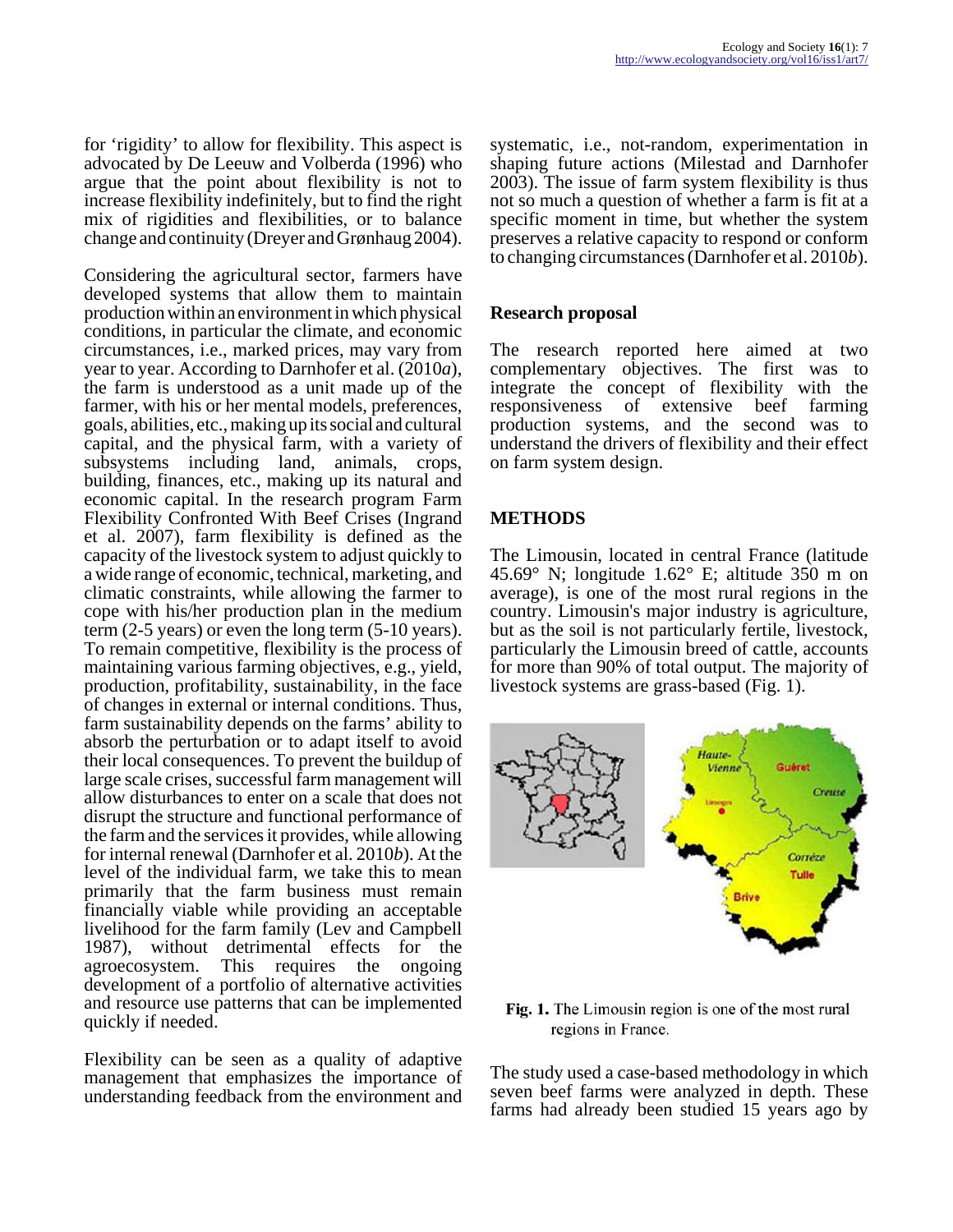for 'rigidity' to allow for flexibility. This aspect is advocated by De Leeuw and Volberda (1996) who argue that the point about flexibility is not to increase flexibility indefinitely, but to find the right mix of rigidities and flexibilities, or to balance change and continuity (Dreyer and Grønhaug 2004).

Considering the agricultural sector, farmers have developed systems that allow them to maintain production within an environment in which physical conditions, in particular the climate, and economic circumstances, i.e., marked prices, may vary from year to year. According to Darnhofer et al. (2010*a*), the farm is understood as a unit made up of the farmer, with his or her mental models, preferences, goals, abilities, etc., making up its social and cultural capital, and the physical farm, with a variety of subsystems including land, animals, crops, building, finances, etc., making up its natural and economic capital. In the research program Farm Flexibility Confronted With Beef Crises (Ingrand et al. 2007), farm flexibility is defined as the capacity of the livestock system to adjust quickly to a wide range of economic, technical, marketing, and climatic constraints, while allowing the farmer to cope with his/her production plan in the medium term (2-5 years) or even the long term (5-10 years). To remain competitive, flexibility is the process of maintaining various farming objectives, e.g., yield, production, profitability, sustainability, in the face of changes in external or internal conditions. Thus, farm sustainability depends on the farms' ability to absorb the perturbation or to adapt itself to avoid their local consequences. To prevent the buildup of large scale crises, successful farm management will allow disturbances to enter on a scale that does not disrupt the structure and functional performance of the farm and the services it provides, while allowing for internal renewal (Darnhofer et al. 2010*b*). At the level of the individual farm, we take this to mean primarily that the farm business must remain financially viable while providing an acceptable livelihood for the farm family (Lev and Campbell 1987), without detrimental effects for the agroecosystem. This requires the ongoing development of a portfolio of alternative activities and resource use patterns that can be implemented quickly if needed.

Flexibility can be seen as a quality of adaptive management that emphasizes the importance of understanding feedback from the environment and systematic, i.e., not-random, experimentation in shaping future actions (Milestad and Darnhofer 2003). The issue of farm system flexibility is thus not so much a question of whether a farm is fit at a specific moment in time, but whether the system preserves a relative capacity to respond or conform to changing circumstances (Darnhofer et al. 2010*b*).

### Research proposal

The research reported here aimed at two complementary objectives. The first was to integrate the concept of flexibility with the responsiveness of extensive beef farming production systems, and the second was to understand the drivers of flexibility and their effect on farm system design.

## METHODS

The Limousin, located in central France (latitude 45.69° N; longitude 1.62° E; altitude 350 m on average), is one of the most rural regions in the country. Limousin's major industry is agriculture, but as the soil is not particularly fertile, livestock, particularly the Limousin breed of cattle, accounts for more than 90% of total output. The majority of livestock systems are grass-based (Fig. 1).

**Fig. 1.** The Limousin region is one of the most rural regions in France.

The study used a case-based methodology in which seven beef farms were analyzed in depth. These farms had already been studied 15 years ago by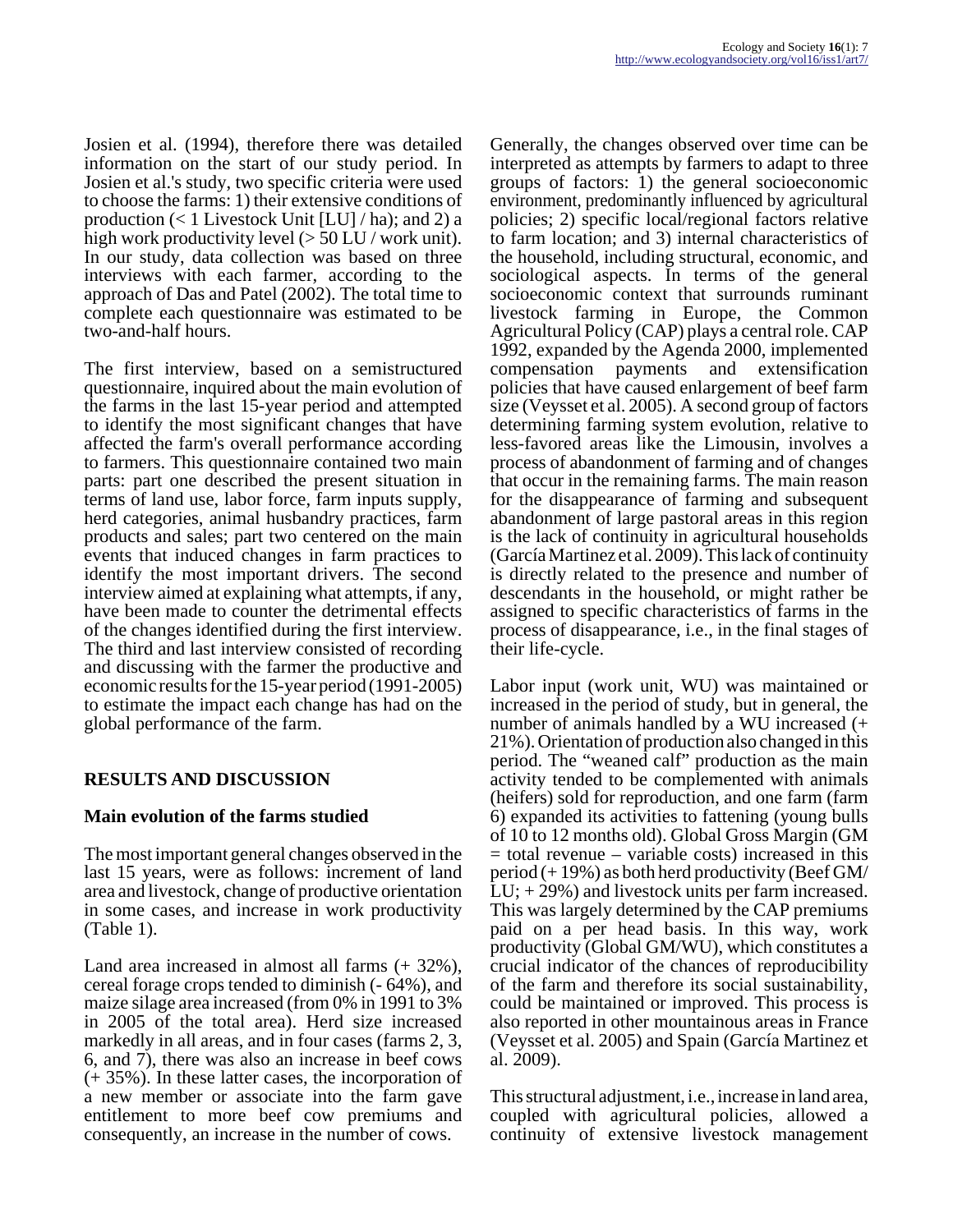Josien et al. (1994), therefore there was detailed information on the start of our study period. In Josien et al.'s study, two specific criteria were used to choose the farms: 1) their extensive conditions of production (< 1 Livestock Unit [LU] / ha); and 2) a high work productivity level (> 50 LU / work unit). In our study, data collection was based on three interviews with each farmer, according to the approach of Das and Patel (2002). The total time to complete each questionnaire was estimated to be two-and-half hours.

The first interview, based on a semistructured questionnaire, inquired about the main evolution of the farms in the last 15-year period and attempted to identify the most significant changes that have affected the farm's overall performance according to farmers. This questionnaire contained two main parts: part one described the present situation in terms of land use, labor force, farm inputs supply, herd categories, animal husbandry practices, farm products and sales; part two centered on the main events that induced changes in farm practices to identify the most important drivers. The second interview aimed at explaining what attempts, if any, have been made to counter the detrimental effects of the changes identified during the first interview. The third and last interview consisted of recording and discussing with the farmer the productive and economic results for the 15-year period (1991-2005) to estimate the impact each change has had on the global performance of the farm.

## RESULTS AND DISCUSSION

### Main evolution of the farms studied

The most important general changes observed in the last 15 years, were as follows: increment of land area and livestock, change of productive orientation in some cases, and increase in work productivity (Table 1).

Land area increased in almost all farms (+ 32%), cereal forage crops tended to diminish (- 64%), and maize silage area increased (from 0% in 1991 to 3% in 2005 of the total area). Herd size increased markedly in all areas, and in four cases (farms 2, 3, 6, and 7), there was also an increase in beef cows (+ 35%). In these latter cases, the incorporation of a new member or associate into the farm gave entitlement to more beef cow premiums and consequently, an increase in the number of cows.

Generally, the changes observed over time can be interpreted as attempts by farmers to adapt to three groups of factors: 1) the general socioeconomic environment, predominantly influenced by agricultural policies; 2) specific local/regional factors relative to farm location; and 3) internal characteristics of the household, including structural, economic, and sociological aspects. In terms of the general socioeconomic context that surrounds ruminant livestock farming in Europe, the Common Agricultural Policy (CAP) plays a central role. CAP 1992, expanded by the Agenda 2000, implemented compensation payments and extensification policies that have caused enlargement of beef farm size (Veysset et al. 2005). A second group of factors determining farming system evolution, relative to less-favored areas like the Limousin, involves a process of abandonment of farming and of changes that occur in the remaining farms. The main reason for the disappearance of farming and subsequent abandonment of large pastoral areas in this region is the lack of continuity in agricultural households (García Martinez et al. 2009). This lack of continuity is directly related to the presence and number of descendants in the household, or might rather be assigned to specific characteristics of farms in the process of disappearance, i.e., in the final stages of their life-cycle.

Labor input (work unit, WU) was maintained or increased in the period of study, but in general, the number of animals handled by a WU increased (+ 21%). Orientation of production also changed in this period. The "weaned calf" production as the main activity tended to be complemented with animals (heifers) sold for reproduction, and one farm (farm 6) expanded its activities to fattening (young bulls of 10 to 12 months old). Global Gross Margin (GM = total revenue – variable costs) increased in this period (+ 19%) as both herd productivity (Beef GM/ LU; + 29%) and livestock units per farm increased. This was largely determined by the CAP premiums paid on a per head basis. In this way, work productivity (Global GM/WU), which constitutes a crucial indicator of the chances of reproducibility of the farm and therefore its social sustainability, could be maintained or improved. This process is also reported in other mountainous areas in France (Veysset et al. 2005) and Spain (García Martinez et al. 2009).

This structural adjustment, i.e., increase in land area, coupled with agricultural policies, allowed a continuity of extensive livestock management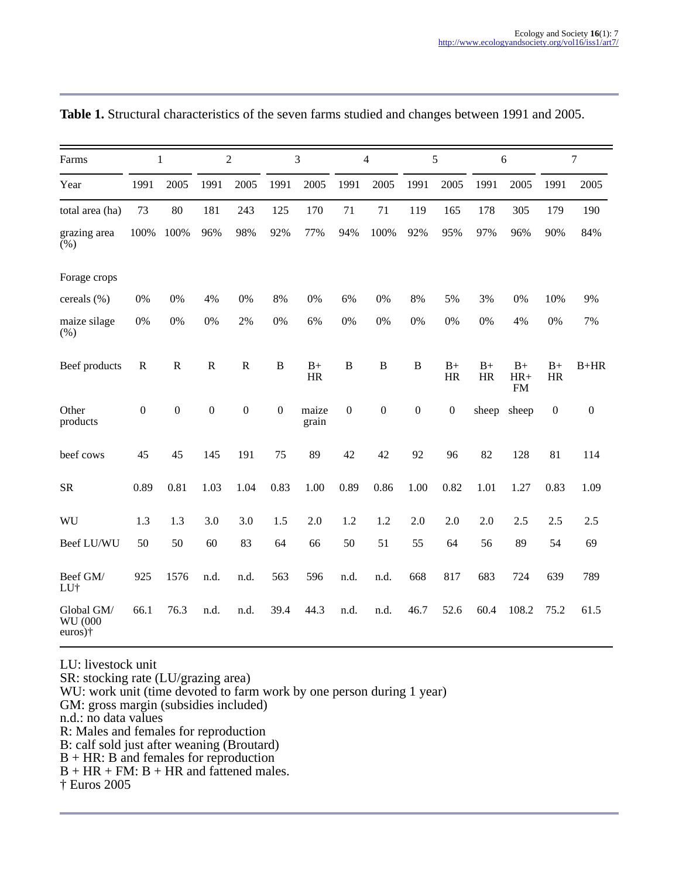**Table 1.** Structural characteristics of the seven farms studied and changes between 1991 and 2005.

| Farms | 1 | | 2 | | 3 | | 4 | | 5 | | 6 | | 7 | |
|---|---|---|---|---|---|---|---|---|---|---|---|---|---|---|
| Year | 1991 | 2005 | 1991 | 2005 | 1991 | 2005 | 1991 | 2005 | 1991 | 2005 | 1991 | 2005 | 1991 | 2005 |
| total area (ha) | 73 | 80 | 181 | 243 | 125 | 170 | 71 | 71 | 119 | 165 | 178 | 305 | 179 | 190 |
| grazing area (%) | 100% | 100% | 96% | 98% | 92% | 77% | 94% | 100% | 92% | 95% | 97% | 96% | 90% | 84% |
| Forage crops | | | | | | | | | | | | | | |
| cereals (%) | 0% | 0% | 4% | 0% | 8% | 0% | 6% | 0% | 8% | 5% | 3% | 0% | 10% | 9% |
| maize silage (%) | 0% | 0% | 0% | 2% | 0% | 6% | 0% | 0% | 0% | 0% | 0% | 4% | 0% | 7% |
| Beef products | R | R | R | R | B | B+ HR | B | B | B | B+ HR | B+ HR | B+ HR+ FM | B+ HR | B+HR |
| Other products | 0 | 0 | 0 | 0 | 0 | maize grain | 0 | 0 | 0 | 0 | sheep | sheep | 0 | 0 |
| beef cows | 45 | 45 | 145 | 191 | 75 | 89 | 42 | 42 | 92 | 96 | 82 | 128 | 81 | 114 |
| SR | 0.89 | 0.81 | 1.03 | 1.04 | 0.83 | 1.00 | 0.89 | 0.86 | 1.00 | 0.82 | 1.01 | 1.27 | 0.83 | 1.09 |
| WU | 1.3 | 1.3 | 3.0 | 3.0 | 1.5 | 2.0 | 1.2 | 1.2 | 2.0 | 2.0 | 2.0 | 2.5 | 2.5 | 2.5 |
| Beef LU/WU | 50 | 50 | 60 | 83 | 64 | 66 | 50 | 51 | 55 | 64 | 56 | 89 | 54 | 69 |
| Beef GM/ LU† | 925 | 1576 | n.d. | n.d. | 563 | 596 | n.d. | n.d. | 668 | 817 | 683 | 724 | 639 | 789 |
| Global GM/ WU (000 euros)† | 66.1 | 76.3 | n.d. | n.d. | 39.4 | 44.3 | n.d. | n.d. | 46.7 | 52.6 | 60.4 | 108.2 | 75.2 | 61.5 |

LU: livestock unit
SR: stocking rate (LU/grazing area)
WU: work unit (time devoted to farm work by one person during 1 year)
GM: gross margin (subsidies included)
n.d.: no data values
R: Males and females for reproduction
B: calf sold just after weaning (Broutard)
B + HR: B and females for reproduction
B + HR + FM: B + HR and fattened males.
† Euros 2005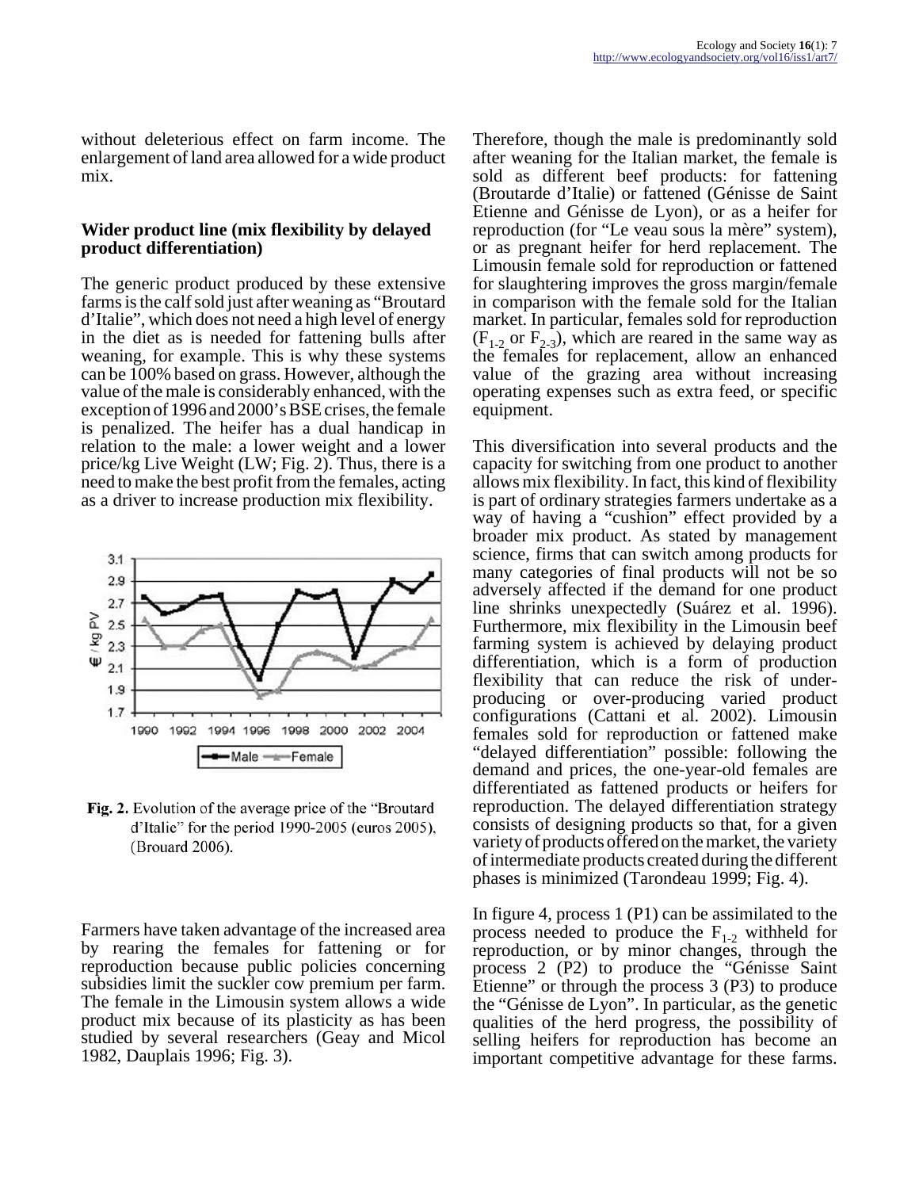without deleterious effect on farm income. The enlargement of land area allowed for a wide product mix.

### Wider product line (mix flexibility by delayed product differentiation)

The generic product produced by these extensive farms is the calf sold just after weaning as "Broutard d'Italie", which does not need a high level of energy in the diet as is needed for fattening bulls after weaning, for example. This is why these systems can be 100% based on grass. However, although the value of the male is considerably enhanced, with the exception of 1996 and 2000's BSE crises, the female is penalized. The heifer has a dual handicap in relation to the male: a lower weight and a lower price/kg Live Weight (LW; Fig. 2). Thus, there is a need to make the best profit from the females, acting as a driver to increase production mix flexibility.

3.1
2.9
2.7
2.5
2.3
2.1
1.9
1.7

€ / kg PV

1990 1992 1994 1996 1998 2000 2002 2004

Male Female

**Fig. 2.** Evolution of the average price of the "Broutard d'Italie" for the period 1990-2005 (euros 2005), (Brouard 2006).

Farmers have taken advantage of the increased area by rearing the females for fattening or for reproduction because public policies concerning subsidies limit the suckler cow premium per farm. The female in the Limousin system allows a wide product mix because of its plasticity as has been studied by several researchers (Geay and Micol 1982, Dauplais 1996; Fig. 3).

Therefore, though the male is predominantly sold after weaning for the Italian market, the female is sold as different beef products: for fattening (Broutarde d'Italie) or fattened (Génisse de Saint Etienne and Génisse de Lyon), or as a heifer for reproduction (for "Le veau sous la mère" system), or as pregnant heifer for herd replacement. The Limousin female sold for reproduction or fattened for slaughtering improves the gross margin/female in comparison with the female sold for the Italian market. In particular, females sold for reproduction ($F_{1\text{-}2}$ or $F_{2\text{-}3}$), which are reared in the same way as the females for replacement, allow an enhanced value of the grazing area without increasing operating expenses such as extra feed, or specific equipment.

This diversification into several products and the capacity for switching from one product to another allows mix flexibility. In fact, this kind of flexibility is part of ordinary strategies farmers undertake as a way of having a "cushion" effect provided by a broader mix product. As stated by management science, firms that can switch among products for many categories of final products will not be so adversely affected if the demand for one product line shrinks unexpectedly (Suárez et al. 1996). Furthermore, mix flexibility in the Limousin beef farming system is achieved by delaying product differentiation, which is a form of production flexibility that can reduce the risk of under-producing or over-producing varied product configurations (Cattani et al. 2002). Limousin females sold for reproduction or fattened make "delayed differentiation" possible: following the demand and prices, the one-year-old females are differentiated as fattened products or heifers for reproduction. The delayed differentiation strategy consists of designing products so that, for a given variety of products offered on the market, the variety of intermediate products created during the different phases is minimized (Tarondeau 1999; Fig. 4).

In figure 4, process 1 (P1) can be assimilated to the process needed to produce the $F_{1\text{-}2}$ withheld for reproduction, or by minor changes, through the process 2 (P2) to produce the "Génisse Saint Etienne" or through the process 3 (P3) to produce the "Génisse de Lyon". In particular, as the genetic qualities of the herd progress, the possibility of selling heifers for reproduction has become an important competitive advantage for these farms.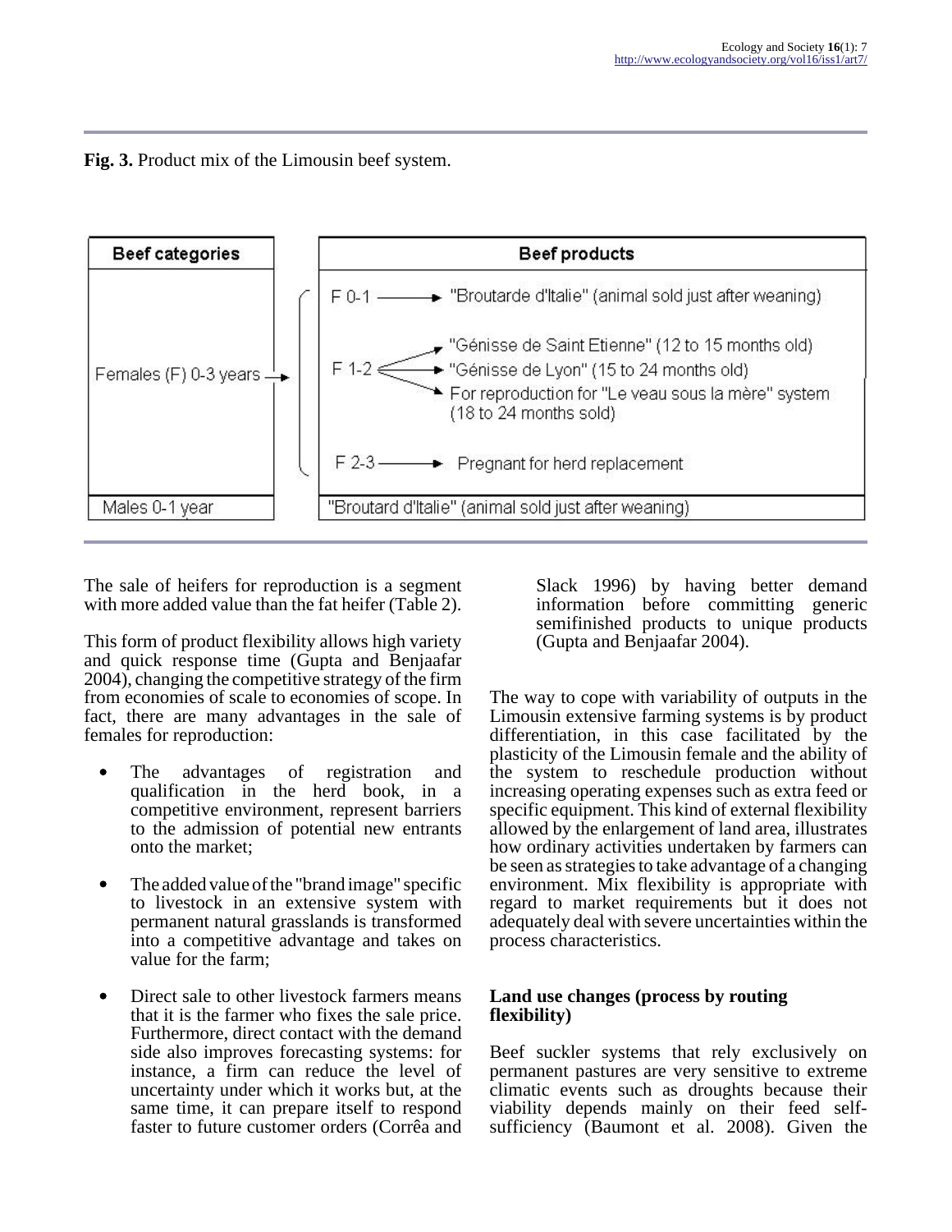**Fig. 3.** Product mix of the Limousin beef system.

| Beef categories | Beef products |
| --- | --- |
| Females (F) 0-3 years | F 0-1 → "Broutarde d'Italie" (animal sold just after weaning) |
| | F 1-2 → "Génisse de Saint Etienne" (12 to 15 months old) |
| | F 1-2 → "Génisse de Lyon" (15 to 24 months old) |
| | F 1-2 → For reproduction for "Le veau sous la mère" system (18 to 24 months sold) |
| | F 2-3 → Pregnant for herd replacement |
| Males 0-1 year | "Broutard d'Italie" (animal sold just after weaning) |

The sale of heifers for reproduction is a segment with more added value than the fat heifer (Table 2).

This form of product flexibility allows high variety and quick response time (Gupta and Benjaafar 2004), changing the competitive strategy of the firm from economies of scale to economies of scope. In fact, there are many advantages in the sale of females for reproduction:

- The advantages of registration and qualification in the herd book, in a competitive environment, represent barriers to the admission of potential new entrants onto the market;
- The added value of the "brand image" specific to livestock in an extensive system with permanent natural grasslands is transformed into a competitive advantage and takes on value for the farm;
- Direct sale to other livestock farmers means that it is the farmer who fixes the sale price. Furthermore, direct contact with the demand side also improves forecasting systems: for instance, a firm can reduce the level of uncertainty under which it works but, at the same time, it can prepare itself to respond faster to future customer orders (Corrêa and Slack 1996) by having better demand information before committing generic semifinished products to unique products (Gupta and Benjaafar 2004).

The way to cope with variability of outputs in the Limousin extensive farming systems is by product differentiation, in this case facilitated by the plasticity of the Limousin female and the ability of the system to reschedule production without increasing operating expenses such as extra feed or specific equipment. This kind of external flexibility allowed by the enlargement of land area, illustrates how ordinary activities undertaken by farmers can be seen as strategies to take advantage of a changing environment. Mix flexibility is appropriate with regard to market requirements but it does not adequately deal with severe uncertainties within the process characteristics.

### Land use changes (process by routing flexibility)

Beef suckler systems that rely exclusively on permanent pastures are very sensitive to extreme climatic events such as droughts because their viability depends mainly on their feed self-sufficiency (Baumont et al. 2008). Given the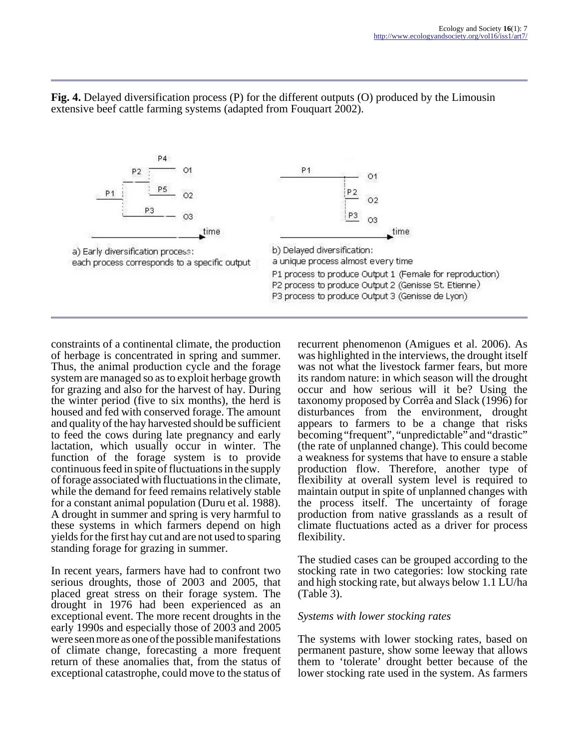**Fig. 4.** Delayed diversification process (P) for the different outputs (O) produced by the Limousin extensive beef cattle farming systems (adapted from Fouquart 2002).

a) Early diversification process: each process corresponds to a specific output

b) Delayed diversification: a unique process almost every time

P1 process to produce Output 1 (Female for reproduction)
P2 process to produce Output 2 (Genisse St. Etienne)
P3 process to produce Output 3 (Genisse de Lyon)

constraints of a continental climate, the production of herbage is concentrated in spring and summer. Thus, the animal production cycle and the forage system are managed so as to exploit herbage growth for grazing and also for the harvest of hay. During the winter period (five to six months), the herd is housed and fed with conserved forage. The amount and quality of the hay harvested should be sufficient to feed the cows during late pregnancy and early lactation, which usually occur in winter. The function of the forage system is to provide continuous feed in spite of fluctuations in the supply of forage associated with fluctuations in the climate, while the demand for feed remains relatively stable for a constant animal population (Duru et al. 1988). A drought in summer and spring is very harmful to these systems in which farmers depend on high yields for the first hay cut and are not used to sparing standing forage for grazing in summer.

In recent years, farmers have had to confront two serious droughts, those of 2003 and 2005, that placed great stress on their forage system. The drought in 1976 had been experienced as an exceptional event. The more recent droughts in the early 1990s and especially those of 2003 and 2005 were seen more as one of the possible manifestations of climate change, forecasting a more frequent return of these anomalies that, from the status of exceptional catastrophe, could move to the status of recurrent phenomenon (Amigues et al. 2006). As was highlighted in the interviews, the drought itself was not what the livestock farmer fears, but more its random nature: in which season will the drought occur and how serious will it be? Using the taxonomy proposed by Corrêa and Slack (1996) for disturbances from the environment, drought appears to farmers to be a change that risks becoming "frequent", "unpredictable" and "drastic" (the rate of unplanned change). This could become a weakness for systems that have to ensure a stable production flow. Therefore, another type of flexibility at overall system level is required to maintain output in spite of unplanned changes with the process itself. The uncertainty of forage production from native grasslands as a result of climate fluctuations acted as a driver for process flexibility.

The studied cases can be grouped according to the stocking rate in two categories: low stocking rate and high stocking rate, but always below 1.1 LU/ha (Table 3).

### *Systems with lower stocking rates*

The systems with lower stocking rates, based on permanent pasture, show some leeway that allows them to 'tolerate' drought better because of the lower stocking rate used in the system. As farmers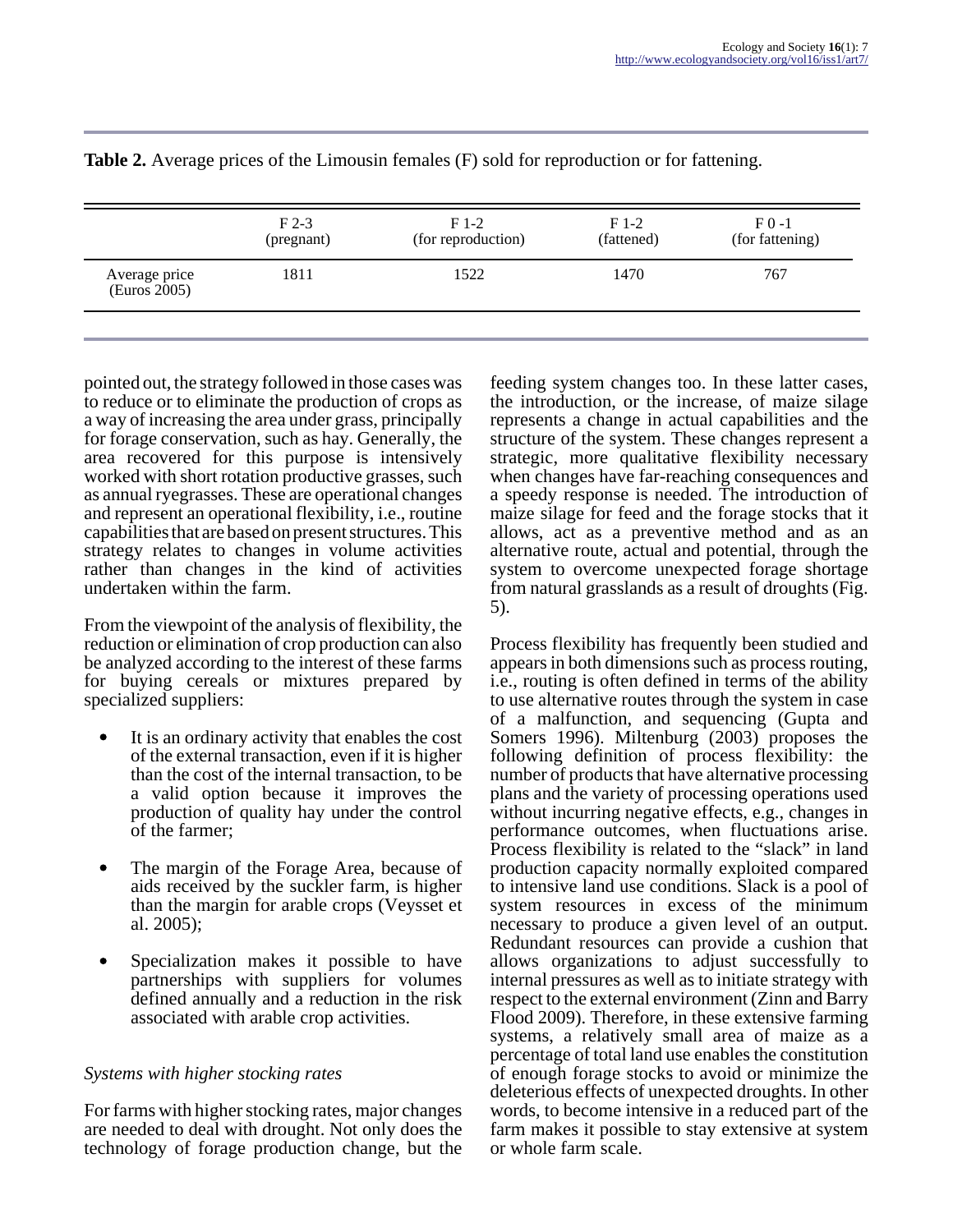**Table 2.** Average prices of the Limousin females (F) sold for reproduction or for fattening.

| | F 2-3 (pregnant) | F 1-2 (for reproduction) | F 1-2 (fattened) | F 0 -1 (for fattening) |
|---|---|---|---|---|
| Average price (Euros 2005) | 1811 | 1522 | 1470 | 767 |

pointed out, the strategy followed in those cases was to reduce or to eliminate the production of crops as a way of increasing the area under grass, principally for forage conservation, such as hay. Generally, the area recovered for this purpose is intensively worked with short rotation productive grasses, such as annual ryegrasses. These are operational changes and represent an operational flexibility, i.e., routine capabilities that are based on present structures. This strategy relates to changes in volume activities rather than changes in the kind of activities undertaken within the farm.

From the viewpoint of the analysis of flexibility, the reduction or elimination of crop production can also be analyzed according to the interest of these farms for buying cereals or mixtures prepared by specialized suppliers:

- It is an ordinary activity that enables the cost of the external transaction, even if it is higher than the cost of the internal transaction, to be a valid option because it improves the production of quality hay under the control of the farmer;
- The margin of the Forage Area, because of aids received by the suckler farm, is higher than the margin for arable crops (Veysset et al. 2005);
- Specialization makes it possible to have partnerships with suppliers for volumes defined annually and a reduction in the risk associated with arable crop activities.

*Systems with higher stocking rates*

For farms with higher stocking rates, major changes are needed to deal with drought. Not only does the technology of forage production change, but the feeding system changes too. In these latter cases, the introduction, or the increase, of maize silage represents a change in actual capabilities and the structure of the system. These changes represent a strategic, more qualitative flexibility necessary when changes have far-reaching consequences and a speedy response is needed. The introduction of maize silage for feed and the forage stocks that it allows, act as a preventive method and as an alternative route, actual and potential, through the system to overcome unexpected forage shortage from natural grasslands as a result of droughts (Fig. 5).

Process flexibility has frequently been studied and appears in both dimensions such as process routing, i.e., routing is often defined in terms of the ability to use alternative routes through the system in case of a malfunction, and sequencing (Gupta and Somers 1996). Miltenburg (2003) proposes the following definition of process flexibility: the number of products that have alternative processing plans and the variety of processing operations used without incurring negative effects, e.g., changes in performance outcomes, when fluctuations arise. Process flexibility is related to the "slack" in land production capacity normally exploited compared to intensive land use conditions. Slack is a pool of system resources in excess of the minimum necessary to produce a given level of an output. Redundant resources can provide a cushion that allows organizations to adjust successfully to internal pressures as well as to initiate strategy with respect to the external environment (Zinn and Barry Flood 2009). Therefore, in these extensive farming systems, a relatively small area of maize as a percentage of total land use enables the constitution of enough forage stocks to avoid or minimize the deleterious effects of unexpected droughts. In other words, to become intensive in a reduced part of the farm makes it possible to stay extensive at system or whole farm scale.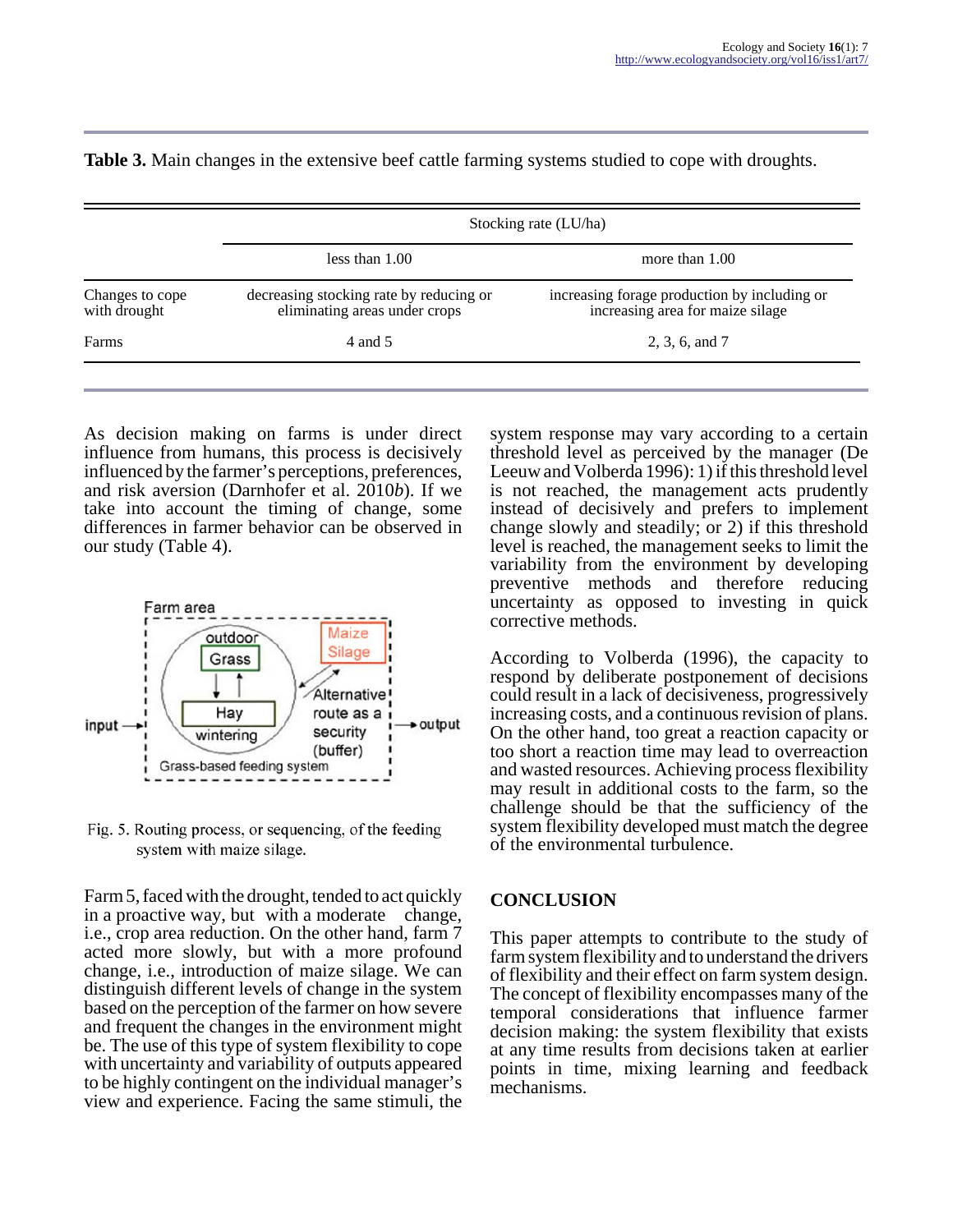**Table 3.** Main changes in the extensive beef cattle farming systems studied to cope with droughts.

| | Stocking rate (LU/ha) | |
|---|---|---|
| | less than 1.00 | more than 1.00 |
| Changes to cope with drought | decreasing stocking rate by reducing or eliminating areas under crops | increasing forage production by including or increasing area for maize silage |
| Farms | 4 and 5 | 2, 3, 6, and 7 |

As decision making on farms is under direct influence from humans, this process is decisively influenced by the farmer's perceptions, preferences, and risk aversion (Darnhofer et al. 2010*b*). If we take into account the timing of change, some differences in farmer behavior can be observed in our study (Table 4).

Fig. 5. Routing process, or sequencing, of the feeding system with maize silage.

Farm 5, faced with the drought, tended to act quickly in a proactive way, but with a moderate change, i.e., crop area reduction. On the other hand, farm 7 acted more slowly, but with a more profound change, i.e., introduction of maize silage. We can distinguish different levels of change in the system based on the perception of the farmer on how severe and frequent the changes in the environment might be. The use of this type of system flexibility to cope with uncertainty and variability of outputs appeared to be highly contingent on the individual manager's view and experience. Facing the same stimuli, the system response may vary according to a certain threshold level as perceived by the manager (De Leeuw and Volberda 1996): 1) if this threshold level is not reached, the management acts prudently instead of decisively and prefers to implement change slowly and steadily; or 2) if this threshold level is reached, the management seeks to limit the variability from the environment by developing preventive methods and therefore reducing uncertainty as opposed to investing in quick corrective methods.

According to Volberda (1996), the capacity to respond by deliberate postponement of decisions could result in a lack of decisiveness, progressively increasing costs, and a continuous revision of plans. On the other hand, too great a reaction capacity or too short a reaction time may lead to overreaction and wasted resources. Achieving process flexibility may result in additional costs to the farm, so the challenge should be that the sufficiency of the system flexibility developed must match the degree of the environmental turbulence.

## CONCLUSION

This paper attempts to contribute to the study of farm system flexibility and to understand the drivers of flexibility and their effect on farm system design. The concept of flexibility encompasses many of the temporal considerations that influence farmer decision making: the system flexibility that exists at any time results from decisions taken at earlier points in time, mixing learning and feedback mechanisms.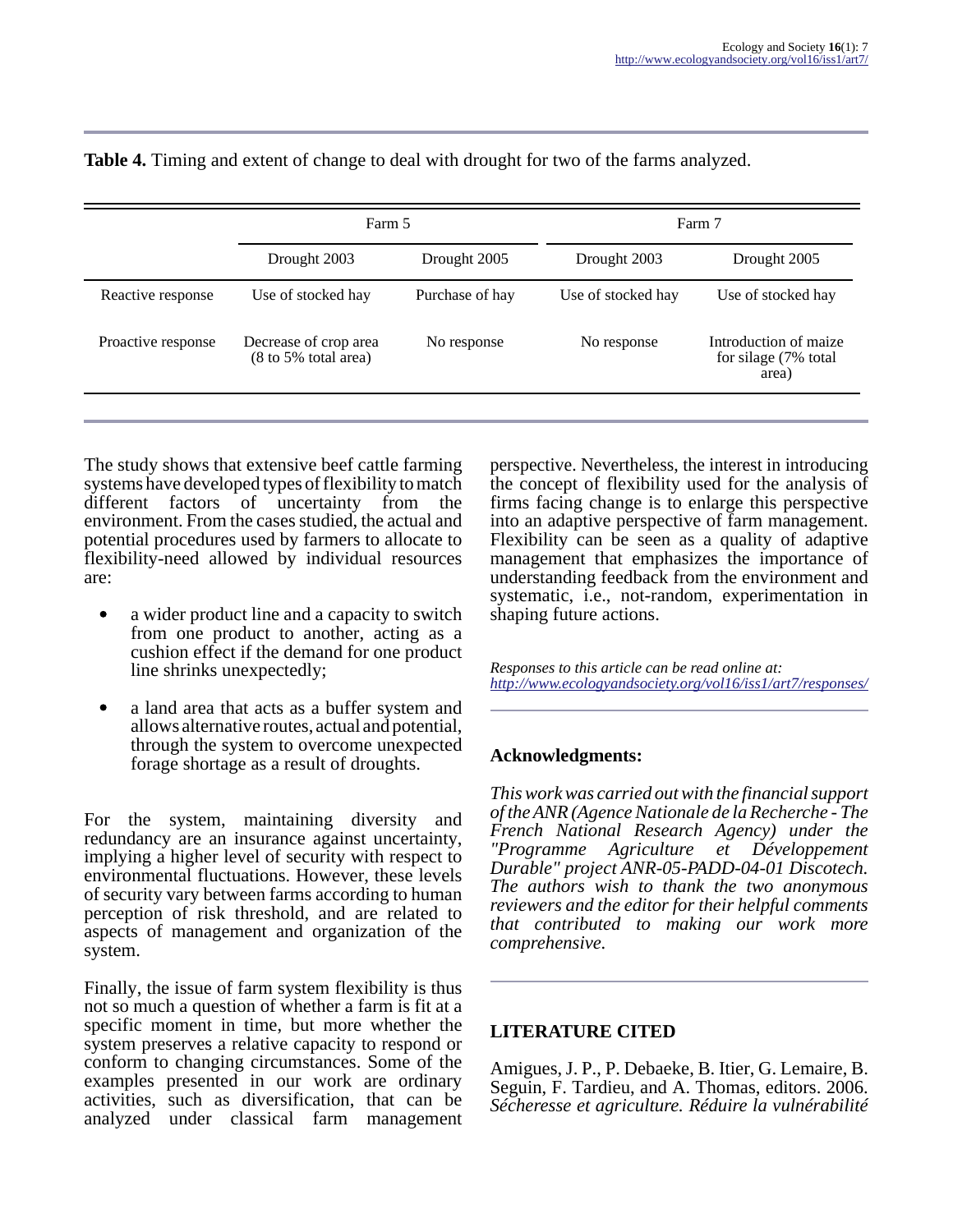**Table 4.** Timing and extent of change to deal with drought for two of the farms analyzed.

| | Farm 5 | | Farm 7 | |
|---|---|---|---|---|
| | Drought 2003 | Drought 2005 | Drought 2003 | Drought 2005 |
| Reactive response | Use of stocked hay | Purchase of hay | Use of stocked hay | Use of stocked hay |
| Proactive response | Decrease of crop area (8 to 5% total area) | No response | No response | Introduction of maize for silage (7% total area) |

The study shows that extensive beef cattle farming systems have developed types of flexibility to match different factors of uncertainty from the environment. From the cases studied, the actual and potential procedures used by farmers to allocate to flexibility-need allowed by individual resources are:

- a wider product line and a capacity to switch from one product to another, acting as a cushion effect if the demand for one product line shrinks unexpectedly;
- a land area that acts as a buffer system and allows alternative routes, actual and potential, through the system to overcome unexpected forage shortage as a result of droughts.

For the system, maintaining diversity and redundancy are an insurance against uncertainty, implying a higher level of security with respect to environmental fluctuations. However, these levels of security vary between farms according to human perception of risk threshold, and are related to aspects of management and organization of the system.

Finally, the issue of farm system flexibility is thus not so much a question of whether a farm is fit at a specific moment in time, but more whether the system preserves a relative capacity to respond or conform to changing circumstances. Some of the examples presented in our work are ordinary activities, such as diversification, that can be analyzed under classical farm management perspective. Nevertheless, the interest in introducing the concept of flexibility used for the analysis of firms facing change is to enlarge this perspective into an adaptive perspective of farm management. Flexibility can be seen as a quality of adaptive management that emphasizes the importance of understanding feedback from the environment and systematic, i.e., not-random, experimentation in shaping future actions.

*Responses to this article can be read online at:*
*http://www.ecologyandsociety.org/vol16/iss1/art7/responses/*

## Acknowledgments:

*This work was carried out with the financial support of the ANR (Agence Nationale de la Recherche - The French National Research Agency) under the "Programme Agriculture et Développement Durable" project ANR-05-PADD-04-01 Discotech. The authors wish to thank the two anonymous reviewers and the editor for their helpful comments that contributed to making our work more comprehensive.*

## LITERATURE CITED

Amigues, J. P., P. Debaeke, B. Itier, G. Lemaire, B. Seguin, F. Tardieu, and A. Thomas, editors. 2006. *Sécheresse et agriculture. Réduire la vulnérabilité*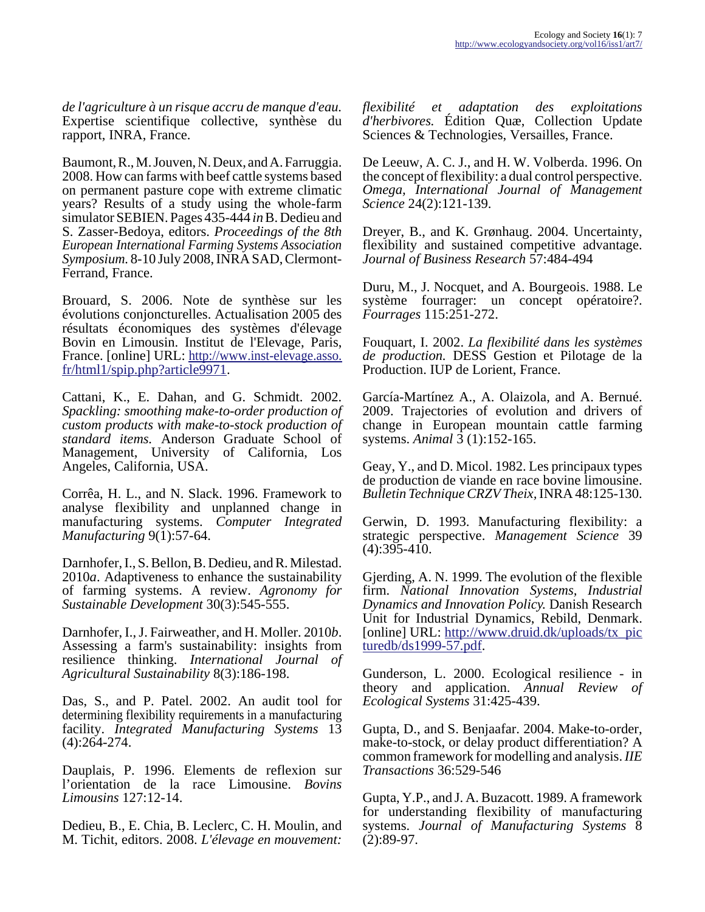*de l'agriculture à un risque accru de manque d'eau.* Expertise scientifique collective, synthèse du rapport, INRA, France.

Baumont, R., M. Jouven, N. Deux, and A. Farruggia. 2008. How can farms with beef cattle systems based on permanent pasture cope with extreme climatic years? Results of a study using the whole-farm simulator SEBIEN. Pages 435-444 *in* B. Dedieu and S. Zasser-Bedoya, editors. *Proceedings of the 8th European International Farming Systems Association Symposium.* 8-10 July 2008, INRA SAD, Clermont-Ferrand, France.

Brouard, S. 2006. Note de synthèse sur les évolutions conjoncturelles. Actualisation 2005 des résultats économiques des systèmes d'élevage Bovin en Limousin. Institut de l'Elevage, Paris, France. [online] URL: [http://www.inst-elevage.asso.fr/html1/spip.php?article9971](http://www.inst-elevage.asso.fr/html1/spip.php?article9971).

Cattani, K., E. Dahan, and G. Schmidt. 2002. *Spackling: smoothing make-to-order production of custom products with make-to-stock production of standard items.* Anderson Graduate School of Management, University of California, Los Angeles, California, USA.

Corrêa, H. L., and N. Slack. 1996. Framework to analyse flexibility and unplanned change in manufacturing systems. *Computer Integrated Manufacturing* 9(1):57-64.

Darnhofer, I., S. Bellon, B. Dedieu, and R. Milestad. 2010*a*. Adaptiveness to enhance the sustainability of farming systems. A review. *Agronomy for Sustainable Development* 30(3):545-555.

Darnhofer, I., J. Fairweather, and H. Moller. 2010*b*. Assessing a farm's sustainability: insights from resilience thinking. *International Journal of Agricultural Sustainability* 8(3):186-198.

Das, S., and P. Patel. 2002. An audit tool for determining flexibility requirements in a manufacturing facility. *Integrated Manufacturing Systems* 13 (4):264-274.

Dauplais, P. 1996. Elements de reflexion sur l'orientation de la race Limousine. *Bovins Limousins* 127:12-14.

Dedieu, B., E. Chia, B. Leclerc, C. H. Moulin, and M. Tichit, editors. 2008. *L'élevage en mouvement: flexibilité et adaptation des exploitations d'herbivores.* Édition Quæ, Collection Update Sciences & Technologies, Versailles, France.

De Leeuw, A. C. J., and H. W. Volberda. 1996. On the concept of flexibility: a dual control perspective. *Omega, International Journal of Management Science* 24(2):121-139.

Dreyer, B., and K. Grønhaug. 2004. Uncertainty, flexibility and sustained competitive advantage. *Journal of Business Research* 57:484-494

Duru, M., J. Nocquet, and A. Bourgeois. 1988. Le système fourrager: un concept opératoire?. *Fourrages* 115:251-272.

Fouquart, I. 2002. *La flexibilité dans les systèmes de production.* DESS Gestion et Pilotage de la Production. IUP de Lorient, France.

García-Martínez A., A. Olaizola, and A. Bernué. 2009. Trajectories of evolution and drivers of change in European mountain cattle farming systems. *Animal* 3 (1):152-165.

Geay, Y., and D. Micol. 1982. Les principaux types de production de viande en race bovine limousine. *Bulletin Technique CRZV Theix,* INRA 48:125-130.

Gerwin, D. 1993. Manufacturing flexibility: a strategic perspective. *Management Science* 39 (4):395-410.

Gjerding, A. N. 1999. The evolution of the flexible firm. *National Innovation Systems, Industrial Dynamics and Innovation Policy.* Danish Research Unit for Industrial Dynamics, Rebild, Denmark. [online] URL: [http://www.druid.dk/uploads/tx_picturedb/ds1999-57.pdf](http://www.druid.dk/uploads/tx_picturedb/ds1999-57.pdf).

Gunderson, L. 2000. Ecological resilience - in theory and application. *Annual Review of Ecological Systems* 31:425-439.

Gupta, D., and S. Benjaafar. 2004. Make-to-order, make-to-stock, or delay product differentiation? A common framework for modelling and analysis. *IIE Transactions* 36:529-546

Gupta, Y.P., and J. A. Buzacott. 1989. A framework for understanding flexibility of manufacturing systems. *Journal of Manufacturing Systems* 8 (2):89-97.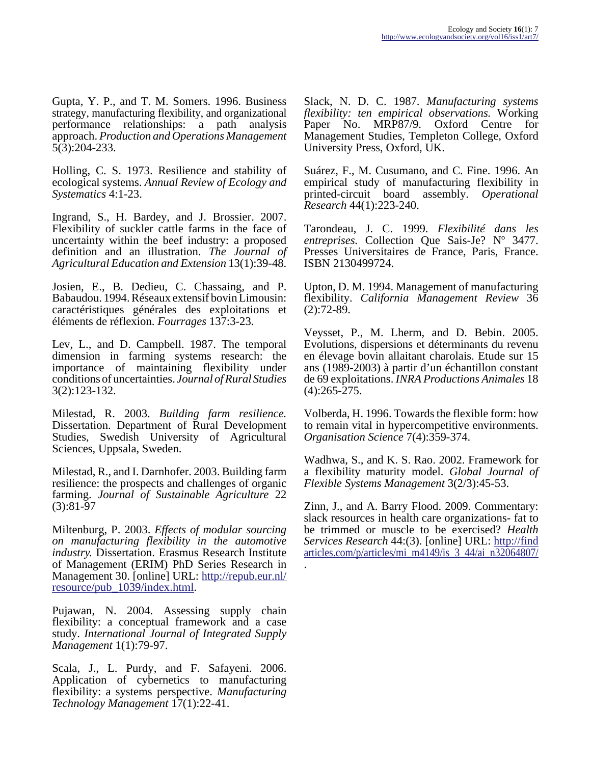Gupta, Y. P., and T. M. Somers. 1996. Business strategy, manufacturing flexibility, and organizational performance relationships: a path analysis approach. *Production and Operations Management* 5(3):204-233.

Holling, C. S. 1973. Resilience and stability of ecological systems. *Annual Review of Ecology and Systematics* 4:1-23.

Ingrand, S., H. Bardey, and J. Brossier. 2007. Flexibility of suckler cattle farms in the face of uncertainty within the beef industry: a proposed definition and an illustration. *The Journal of Agricultural Education and Extension* 13(1):39-48.

Josien, E., B. Dedieu, C. Chassaing, and P. Babaudou. 1994. Réseaux extensif bovin Limousin: caractéristiques générales des exploitations et éléments de réflexion. *Fourrages* 137:3-23.

Lev, L., and D. Campbell. 1987. The temporal dimension in farming systems research: the importance of maintaining flexibility under conditions of uncertainties. *Journal of Rural Studies* 3(2):123-132.

Milestad, R. 2003. *Building farm resilience.* Dissertation. Department of Rural Development Studies, Swedish University of Agricultural Sciences, Uppsala, Sweden.

Milestad, R., and I. Darnhofer. 2003. Building farm resilience: the prospects and challenges of organic farming. *Journal of Sustainable Agriculture* 22 (3):81-97

Miltenburg, P. 2003. *Effects of modular sourcing on manufacturing flexibility in the automotive industry.* Dissertation. Erasmus Research Institute of Management (ERIM) PhD Series Research in Management 30. [online] URL: http://repub.eur.nl/resource/pub_1039/index.html.

Pujawan, N. 2004. Assessing supply chain flexibility: a conceptual framework and a case study. *International Journal of Integrated Supply Management* 1(1):79-97.

Scala, J., L. Purdy, and F. Safayeni. 2006. Application of cybernetics to manufacturing flexibility: a systems perspective. *Manufacturing Technology Management* 17(1):22-41.

Slack, N. D. C. 1987. *Manufacturing systems flexibility: ten empirical observations.* Working Paper No. MRP87/9. Oxford Centre for Management Studies, Templeton College, Oxford University Press, Oxford, UK.

Suárez, F., M. Cusumano, and C. Fine. 1996. An empirical study of manufacturing flexibility in printed-circuit board assembly. *Operational Research* 44(1):223-240.

Tarondeau, J. C. 1999. *Flexibilité dans les entreprises.* Collection Que Sais-Je? Nº 3477. Presses Universitaires de France, Paris, France. ISBN 2130499724.

Upton, D. M. 1994. Management of manufacturing flexibility. *California Management Review* 36 (2):72-89.

Veysset, P., M. Lherm, and D. Bebin. 2005. Evolutions, dispersions et déterminants du revenu en élevage bovin allaitant charolais. Etude sur 15 ans (1989-2003) à partir d'un échantillon constant de 69 exploitations. *INRA Productions Animales* 18 (4):265-275.

Volberda, H. 1996. Towards the flexible form: how to remain vital in hypercompetitive environments. *Organisation Science* 7(4):359-374.

Wadhwa, S., and K. S. Rao. 2002. Framework for a flexibility maturity model. *Global Journal of Flexible Systems Management* 3(2/3):45-53.

Zinn, J., and A. Barry Flood. 2009. Commentary: slack resources in health care organizations- fat to be trimmed or muscle to be exercised? *Health Services Research* 44:(3). [online] URL: http://findarticles.com/p/articles/mi_m4149/is_3_44/ai_n32064807/.